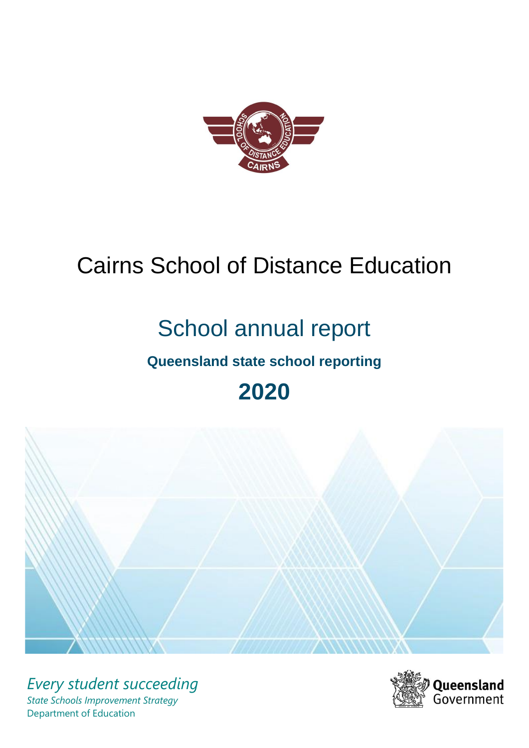# Cairns School of Distance Education

## School annual report

### Queensland state school reporting

## 2020

*Every student succeeding*

*State Schools Improvement Strategy*

Department of Education

Queensland Government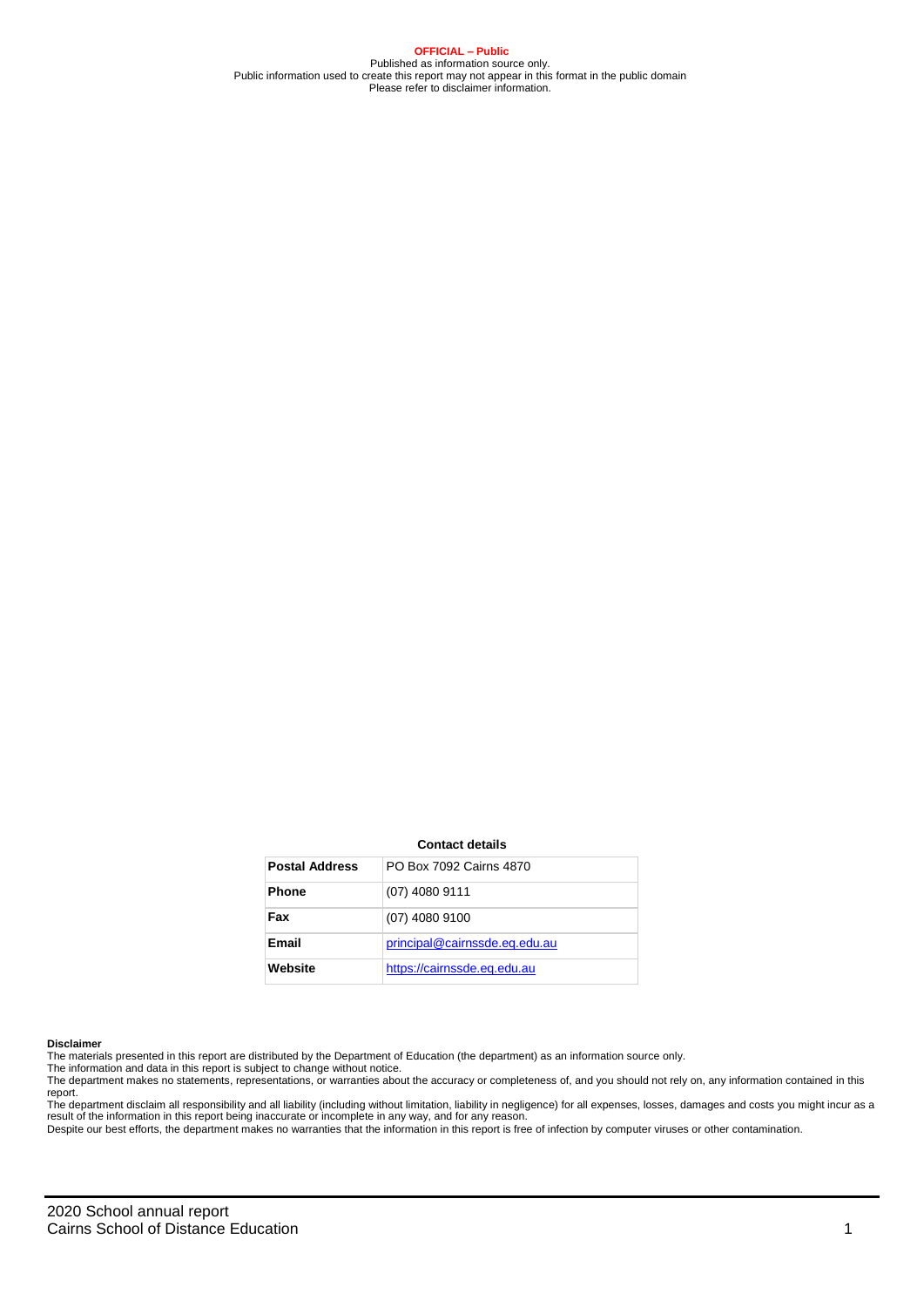**OFFICIAL – Public**
Published as information source only.
Public information used to create this report may not appear in this format in the public domain
Please refer to disclaimer information.

**Contact details**

| | |
|---|---|
| **Postal Address** | PO Box 7092 Cairns 4870 |
| **Phone** | (07) 4080 9111 |
| **Fax** | (07) 4080 9100 |
| **Email** | principal@cairnssde.eq.edu.au |
| **Website** | https://cairnssde.eq.edu.au |

**Disclaimer**
The materials presented in this report are distributed by the Department of Education (the department) as an information source only.
The information and data in this report is subject to change without notice.
The department makes no statements, representations, or warranties about the accuracy or completeness of, and you should not rely on, any information contained in this report.
The department disclaim all responsibility and all liability (including without limitation, liability in negligence) for all expenses, losses, damages and costs you might incur as a result of the information in this report being inaccurate or incomplete in any way, and for any reason.
Despite our best efforts, the department makes no warranties that the information in this report is free of infection by computer viruses or other contamination.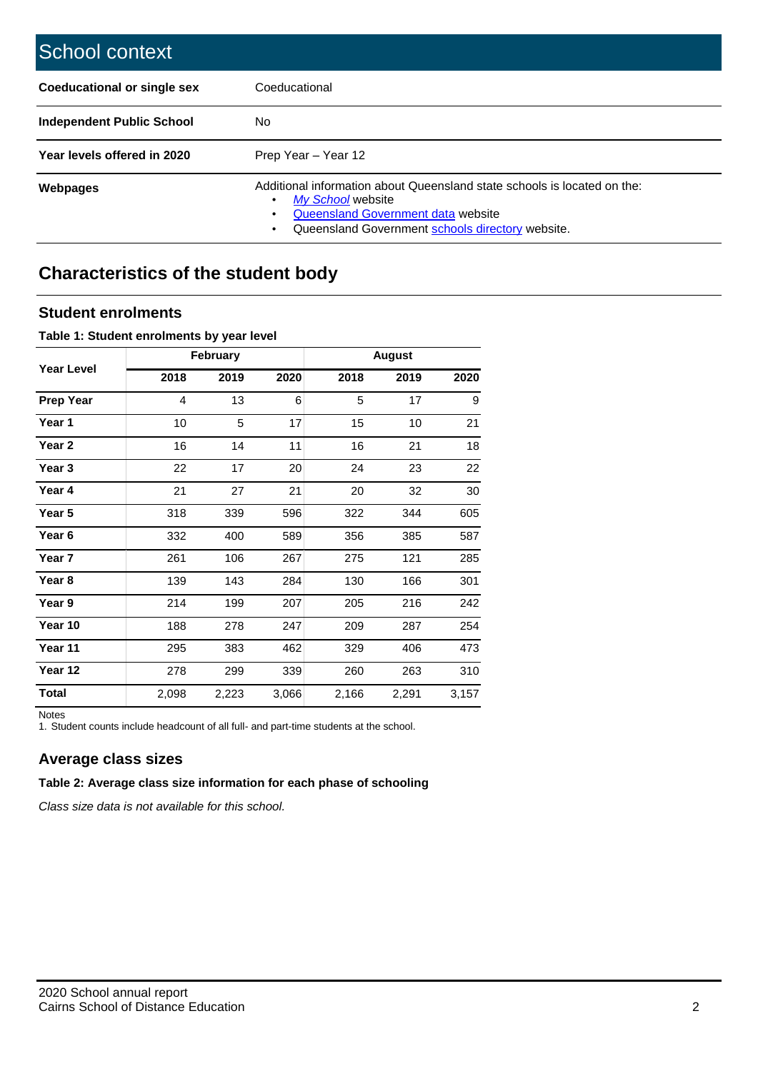# School context

| | |
|---|---|
| **Coeducational or single sex** | Coeducational |
| **Independent Public School** | No |
| **Year levels offered in 2020** | Prep Year – Year 12 |
| **Webpages** | Additional information about Queensland state schools is located on the: <br>• *My School* website <br>• Queensland Government data website <br>• Queensland Government schools directory website. |

## Characteristics of the student body

### Student enrolments

**Table 1: Student enrolments by year level**

| Year Level | February | | | August | | |
|---|---|---|---|---|---|---|
| | 2018 | 2019 | 2020 | 2018 | 2019 | 2020 |
| **Prep Year** | 4 | 13 | 6 | 5 | 17 | 9 |
| **Year 1** | 10 | 5 | 17 | 15 | 10 | 21 |
| **Year 2** | 16 | 14 | 11 | 16 | 21 | 18 |
| **Year 3** | 22 | 17 | 20 | 24 | 23 | 22 |
| **Year 4** | 21 | 27 | 21 | 20 | 32 | 30 |
| **Year 5** | 318 | 339 | 596 | 322 | 344 | 605 |
| **Year 6** | 332 | 400 | 589 | 356 | 385 | 587 |
| **Year 7** | 261 | 106 | 267 | 275 | 121 | 285 |
| **Year 8** | 139 | 143 | 284 | 130 | 166 | 301 |
| **Year 9** | 214 | 199 | 207 | 205 | 216 | 242 |
| **Year 10** | 188 | 278 | 247 | 209 | 287 | 254 |
| **Year 11** | 295 | 383 | 462 | 329 | 406 | 473 |
| **Year 12** | 278 | 299 | 339 | 260 | 263 | 310 |
| **Total** | 2,098 | 2,223 | 3,066 | 2,166 | 2,291 | 3,157 |

Notes
1. Student counts include headcount of all full- and part-time students at the school.

### Average class sizes

**Table 2: Average class size information for each phase of schooling**

*Class size data is not available for this school.*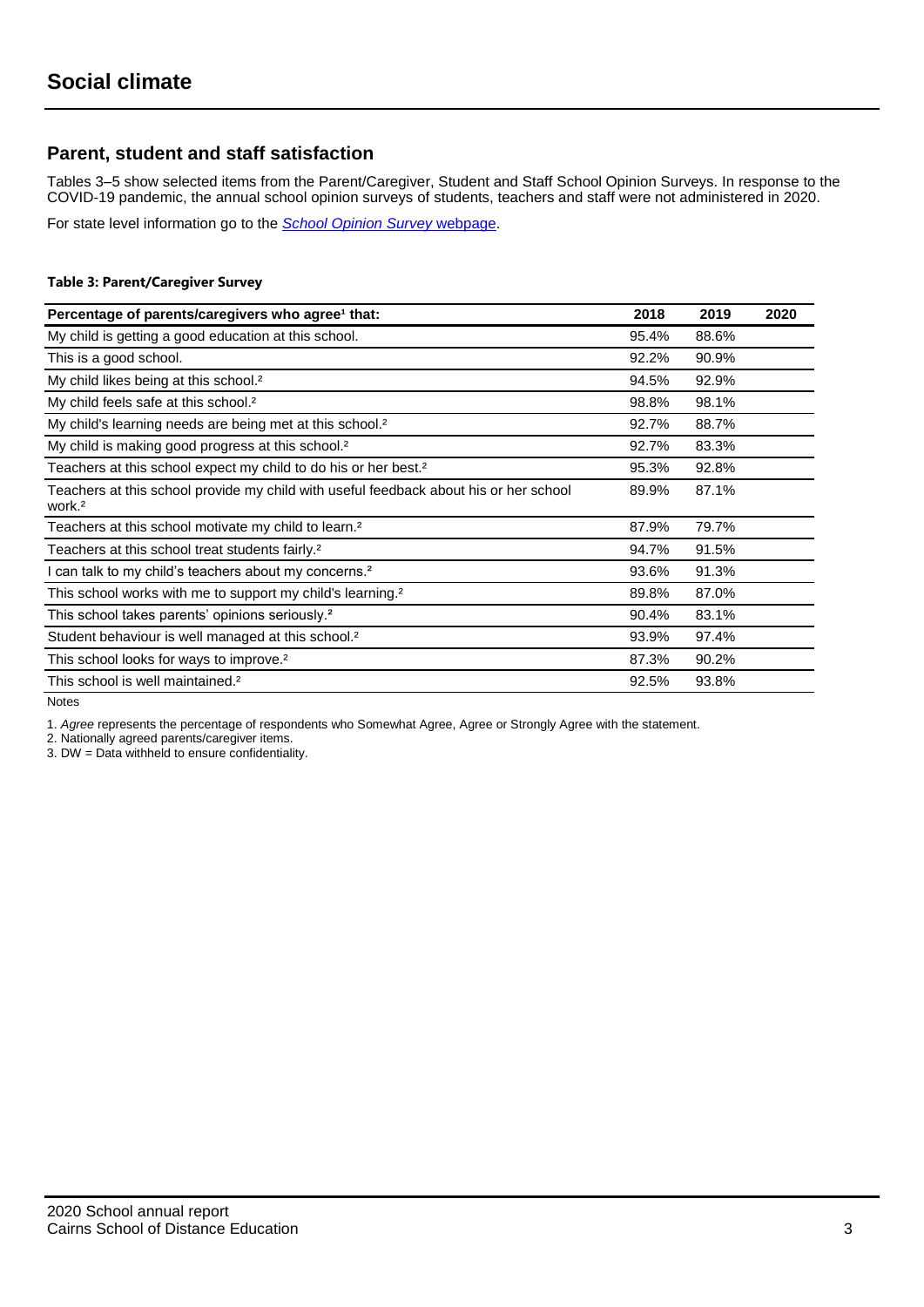# Social climate

## Parent, student and staff satisfaction

Tables 3–5 show selected items from the Parent/Caregiver, Student and Staff School Opinion Surveys. In response to the COVID-19 pandemic, the annual school opinion surveys of students, teachers and staff were not administered in 2020.

For state level information go to the *School Opinion Survey* webpage.

**Table 3: Parent/Caregiver Survey**

| Percentage of parents/caregivers who agree[1] that: | 2018 | 2019 | 2020 |
|---|---|---|---|
| My child is getting a good education at this school. | 95.4% | 88.6% | |
| This is a good school. | 92.2% | 90.9% | |
| My child likes being at this school.[2] | 94.5% | 92.9% | |
| My child feels safe at this school.[2] | 98.8% | 98.1% | |
| My child's learning needs are being met at this school.[2] | 92.7% | 88.7% | |
| My child is making good progress at this school.[2] | 92.7% | 83.3% | |
| Teachers at this school expect my child to do his or her best.[2] | 95.3% | 92.8% | |
| Teachers at this school provide my child with useful feedback about his or her school work.[2] | 89.9% | 87.1% | |
| Teachers at this school motivate my child to learn.[2] | 87.9% | 79.7% | |
| Teachers at this school treat students fairly.[2] | 94.7% | 91.5% | |
| I can talk to my child's teachers about my concerns.[2] | 93.6% | 91.3% | |
| This school works with me to support my child's learning.[2] | 89.8% | 87.0% | |
| This school takes parents' opinions seriously.[2] | 90.4% | 83.1% | |
| Student behaviour is well managed at this school.[2] | 93.9% | 97.4% | |
| This school looks for ways to improve.[2] | 87.3% | 90.2% | |
| This school is well maintained.[2] | 92.5% | 93.8% | |

Notes

1. *Agree* represents the percentage of respondents who Somewhat Agree, Agree or Strongly Agree with the statement.
2. Nationally agreed parents/caregiver items.
3. DW = Data withheld to ensure confidentiality.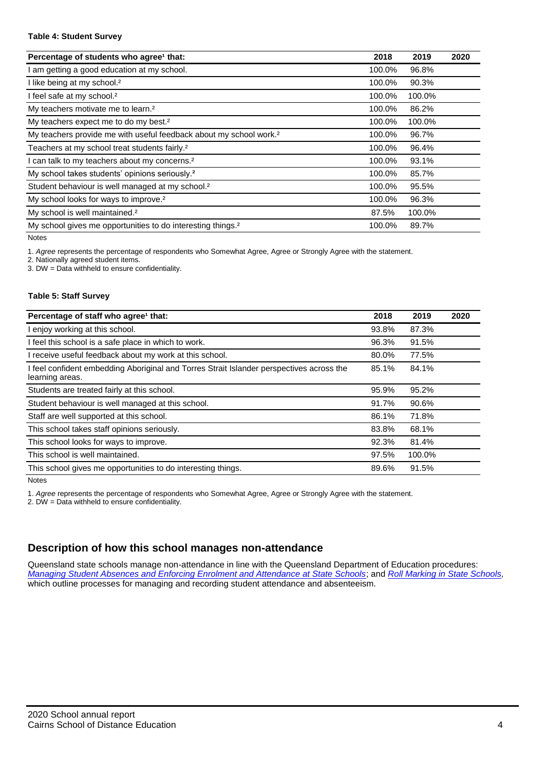#### Table 4: Student Survey

| Percentage of students who agree[1] that: | 2018 | 2019 | 2020 |
|---|---|---|---|
| I am getting a good education at my school. | 100.0% | 96.8% | |
| I like being at my school.[2] | 100.0% | 90.3% | |
| I feel safe at my school.[2] | 100.0% | 100.0% | |
| My teachers motivate me to learn.[2] | 100.0% | 86.2% | |
| My teachers expect me to do my best.[2] | 100.0% | 100.0% | |
| My teachers provide me with useful feedback about my school work.[2] | 100.0% | 96.7% | |
| Teachers at my school treat students fairly.[2] | 100.0% | 96.4% | |
| I can talk to my teachers about my concerns.[2] | 100.0% | 93.1% | |
| My school takes students' opinions seriously.[2] | 100.0% | 85.7% | |
| Student behaviour is well managed at my school.[2] | 100.0% | 95.5% | |
| My school looks for ways to improve.[2] | 100.0% | 96.3% | |
| My school is well maintained.[2] | 87.5% | 100.0% | |
| My school gives me opportunities to do interesting things.[2] | 100.0% | 89.7% | |

Notes

1. *Agree* represents the percentage of respondents who Somewhat Agree, Agree or Strongly Agree with the statement.
2. Nationally agreed student items.
3. DW = Data withheld to ensure confidentiality.

#### Table 5: Staff Survey

| Percentage of staff who agree[1] that: | 2018 | 2019 | 2020 |
|---|---|---|---|
| I enjoy working at this school. | 93.8% | 87.3% | |
| I feel this school is a safe place in which to work. | 96.3% | 91.5% | |
| I receive useful feedback about my work at this school. | 80.0% | 77.5% | |
| I feel confident embedding Aboriginal and Torres Strait Islander perspectives across the learning areas. | 85.1% | 84.1% | |
| Students are treated fairly at this school. | 95.9% | 95.2% | |
| Student behaviour is well managed at this school. | 91.7% | 90.6% | |
| Staff are well supported at this school. | 86.1% | 71.8% | |
| This school takes staff opinions seriously. | 83.8% | 68.1% | |
| This school looks for ways to improve. | 92.3% | 81.4% | |
| This school is well maintained. | 97.5% | 100.0% | |
| This school gives me opportunities to do interesting things. | 89.6% | 91.5% | |

Notes

1. *Agree* represents the percentage of respondents who Somewhat Agree, Agree or Strongly Agree with the statement.
2. DW = Data withheld to ensure confidentiality.

## Description of how this school manages non-attendance

Queensland state schools manage non-attendance in line with the Queensland Department of Education procedures: *Managing Student Absences and Enforcing Enrolment and Attendance at State Schools*; and *Roll Marking in State Schools,* which outline processes for managing and recording student attendance and absenteeism.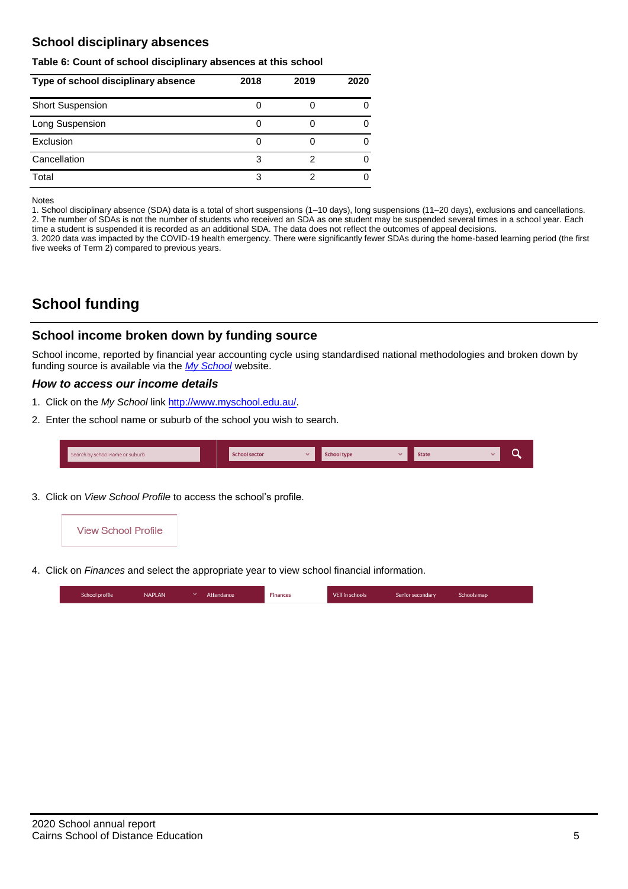## School disciplinary absences

**Table 6: Count of school disciplinary absences at this school**

| Type of school disciplinary absence | 2018 | 2019 | 2020 |
|---|---|---|---|
| Short Suspension | 0 | 0 | 0 |
| Long Suspension | 0 | 0 | 0 |
| Exclusion | 0 | 0 | 0 |
| Cancellation | 3 | 2 | 0 |
| Total | 3 | 2 | 0 |

Notes
1. School disciplinary absence (SDA) data is a total of short suspensions (1–10 days), long suspensions (11–20 days), exclusions and cancellations.
2. The number of SDAs is not the number of students who received an SDA as one student may be suspended several times in a school year. Each time a student is suspended it is recorded as an additional SDA. The data does not reflect the outcomes of appeal decisions.
3. 2020 data was impacted by the COVID-19 health emergency. There were significantly fewer SDAs during the home-based learning period (the first five weeks of Term 2) compared to previous years.

# School funding

## School income broken down by funding source

School income, reported by financial year accounting cycle using standardised national methodologies and broken down by funding source is available via the *My School* website.

### *How to access our income details*

1. Click on the *My School* link http://www.myschool.edu.au/.
2. Enter the school name or suburb of the school you wish to search.

   Search by school name or suburb | School sector | School type | State

3. Click on *View School Profile* to access the school's profile.

   View School Profile

4. Click on *Finances* and select the appropriate year to view school financial information.

   School profile | NAPLAN | Attendance | Finances | VET in schools | Senior secondary | Schools map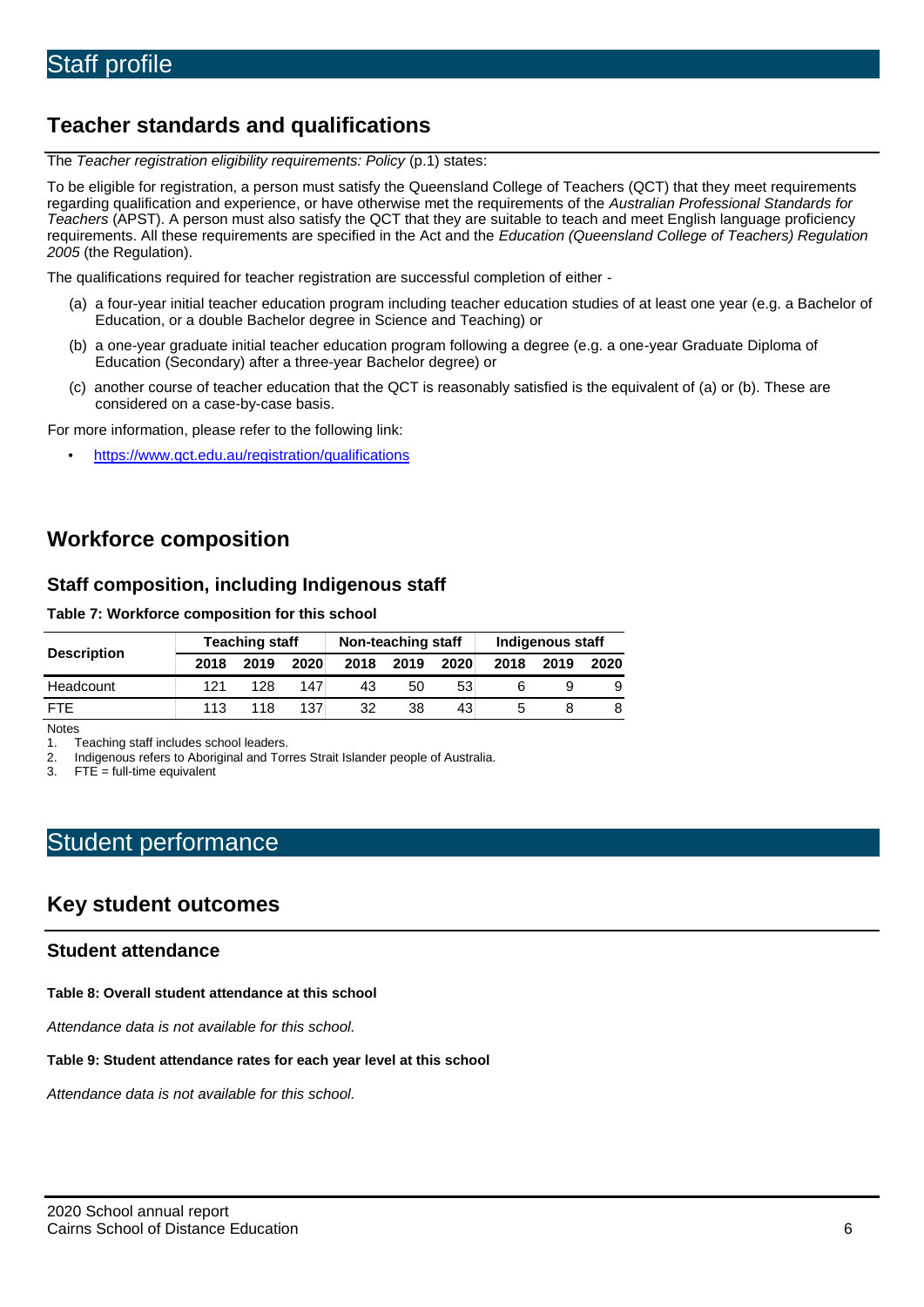# Staff profile

## Teacher standards and qualifications

The *Teacher registration eligibility requirements: Policy* (p.1) states:

To be eligible for registration, a person must satisfy the Queensland College of Teachers (QCT) that they meet requirements regarding qualification and experience, or have otherwise met the requirements of the *Australian Professional Standards for Teachers* (APST). A person must also satisfy the QCT that they are suitable to teach and meet English language proficiency requirements. All these requirements are specified in the Act and the *Education (Queensland College of Teachers) Regulation 2005* (the Regulation).

The qualifications required for teacher registration are successful completion of either -

(a) a four-year initial teacher education program including teacher education studies of at least one year (e.g. a Bachelor of Education, or a double Bachelor degree in Science and Teaching) or

(b) a one-year graduate initial teacher education program following a degree (e.g. a one-year Graduate Diploma of Education (Secondary) after a three-year Bachelor degree) or

(c) another course of teacher education that the QCT is reasonably satisfied is the equivalent of (a) or (b). These are considered on a case-by-case basis.

For more information, please refer to the following link:

- https://www.qct.edu.au/registration/qualifications

## Workforce composition

### Staff composition, including Indigenous staff

**Table 7: Workforce composition for this school**

| Description | Teaching staff | | | Non-teaching staff | | | Indigenous staff | | |
|---|---|---|---|---|---|---|---|---|---|
| | 2018 | 2019 | 2020 | 2018 | 2019 | 2020 | 2018 | 2019 | 2020 |
| Headcount | 121 | 128 | 147 | 43 | 50 | 53 | 6 | 9 | 9 |
| FTE | 113 | 118 | 137 | 32 | 38 | 43 | 5 | 8 | 8 |

Notes

1. Teaching staff includes school leaders.
2. Indigenous refers to Aboriginal and Torres Strait Islander people of Australia.
3. FTE = full-time equivalent

# Student performance

## Key student outcomes

### Student attendance

**Table 8: Overall student attendance at this school**

*Attendance data is not available for this school.*

**Table 9: Student attendance rates for each year level at this school**

*Attendance data is not available for this school.*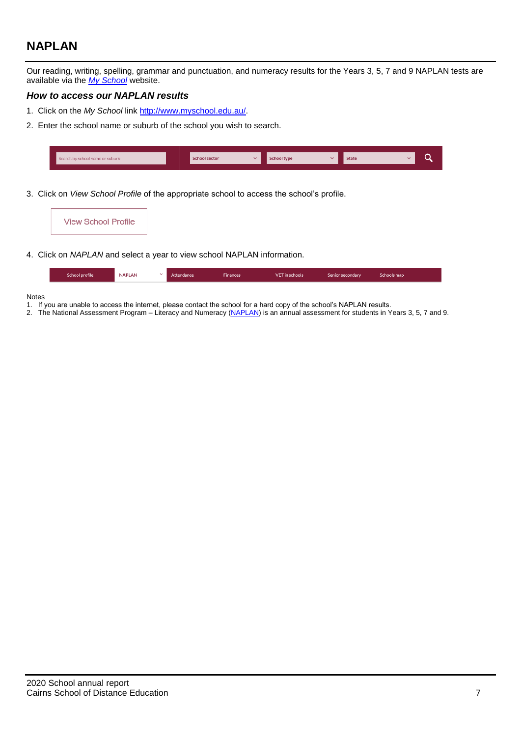## NAPLAN

Our reading, writing, spelling, grammar and punctuation, and numeracy results for the Years 3, 5, 7 and 9 NAPLAN tests are available via the *My School* website.

### *How to access our NAPLAN results*

1. Click on the *My School* link http://www.myschool.edu.au/.
2. Enter the school name or suburb of the school you wish to search.

| Search by school name or suburb | School sector | School type | State |
|---|---|---|---|

3. Click on *View School Profile* of the appropriate school to access the school's profile.

View School Profile

4. Click on *NAPLAN* and select a year to view school NAPLAN information.

| School profile | NAPLAN | Attendance | Finances | VET in schools | Senior secondary | Schools map |
|---|---|---|---|---|---|---|

Notes

1. If you are unable to access the internet, please contact the school for a hard copy of the school's NAPLAN results.
2. The National Assessment Program – Literacy and Numeracy (NAPLAN) is an annual assessment for students in Years 3, 5, 7 and 9.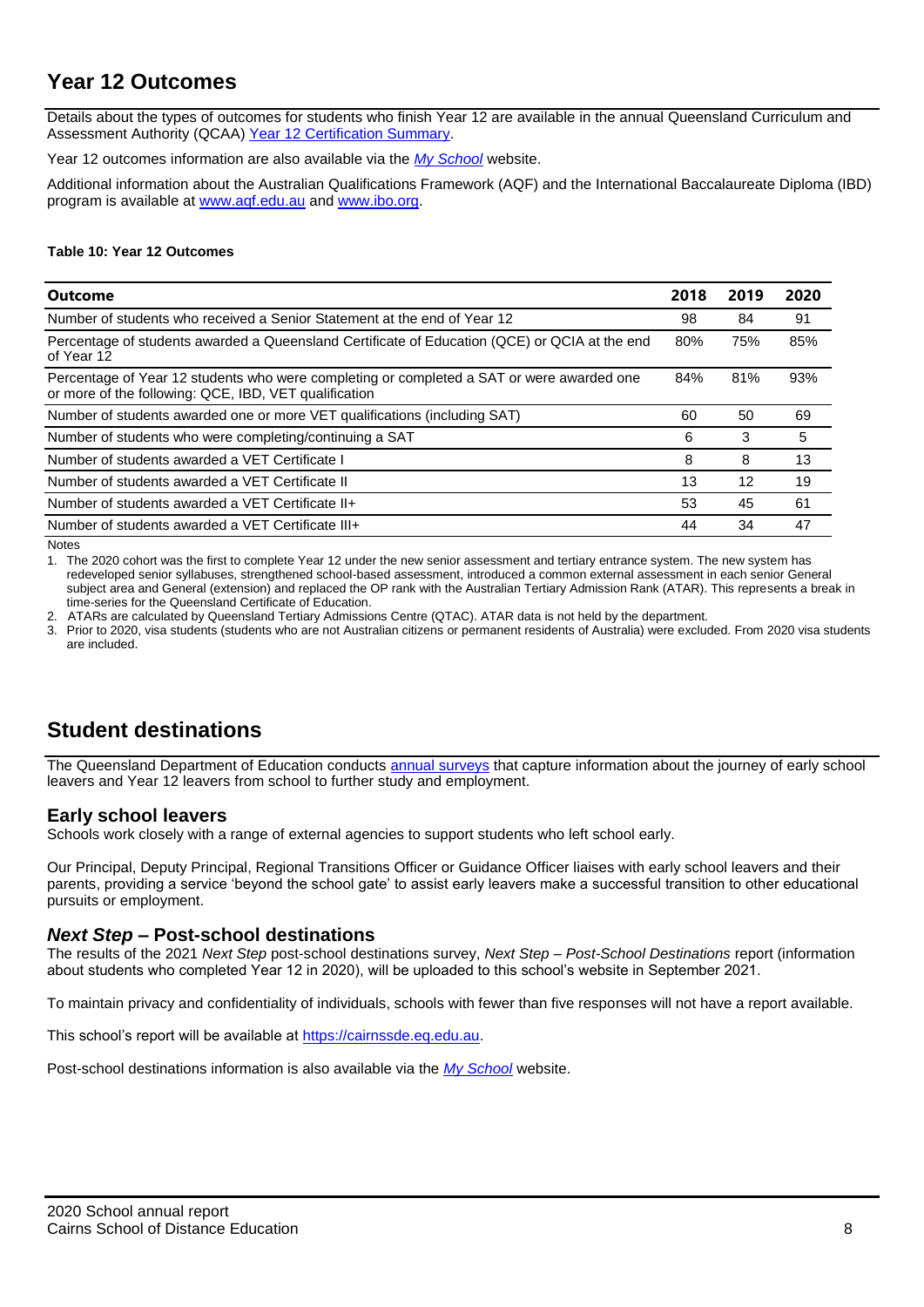## Year 12 Outcomes

Details about the types of outcomes for students who finish Year 12 are available in the annual Queensland Curriculum and Assessment Authority (QCAA) Year 12 Certification Summary.

Year 12 outcomes information are also available via the *My School* website.

Additional information about the Australian Qualifications Framework (AQF) and the International Baccalaureate Diploma (IBD) program is available at www.aqf.edu.au and www.ibo.org.

**Table 10: Year 12 Outcomes**

| Outcome | 2018 | 2019 | 2020 |
|---|---|---|---|
| Number of students who received a Senior Statement at the end of Year 12 | 98 | 84 | 91 |
| Percentage of students awarded a Queensland Certificate of Education (QCE) or QCIA at the end of Year 12 | 80% | 75% | 85% |
| Percentage of Year 12 students who were completing or completed a SAT or were awarded one or more of the following: QCE, IBD, VET qualification | 84% | 81% | 93% |
| Number of students awarded one or more VET qualifications (including SAT) | 60 | 50 | 69 |
| Number of students who were completing/continuing a SAT | 6 | 3 | 5 |
| Number of students awarded a VET Certificate I | 8 | 8 | 13 |
| Number of students awarded a VET Certificate II | 13 | 12 | 19 |
| Number of students awarded a VET Certificate II+ | 53 | 45 | 61 |
| Number of students awarded a VET Certificate III+ | 44 | 34 | 47 |

Notes

1. The 2020 cohort was the first to complete Year 12 under the new senior assessment and tertiary entrance system. The new system has redeveloped senior syllabuses, strengthened school-based assessment, introduced a common external assessment in each senior General subject area and General (extension) and replaced the OP rank with the Australian Tertiary Admission Rank (ATAR). This represents a break in time-series for the Queensland Certificate of Education.
2. ATARs are calculated by Queensland Tertiary Admissions Centre (QTAC). ATAR data is not held by the department.
3. Prior to 2020, visa students (students who are not Australian citizens or permanent residents of Australia) were excluded. From 2020 visa students are included.

## Student destinations

The Queensland Department of Education conducts annual surveys that capture information about the journey of early school leavers and Year 12 leavers from school to further study and employment.

### Early school leavers

Schools work closely with a range of external agencies to support students who left school early.

Our Principal, Deputy Principal, Regional Transitions Officer or Guidance Officer liaises with early school leavers and their parents, providing a service 'beyond the school gate' to assist early leavers make a successful transition to other educational pursuits or employment.

### *Next Step* – Post-school destinations

The results of the 2021 *Next Step* post-school destinations survey, *Next Step – Post-School Destinations* report (information about students who completed Year 12 in 2020), will be uploaded to this school's website in September 2021.

To maintain privacy and confidentiality of individuals, schools with fewer than five responses will not have a report available.

This school's report will be available at https://cairnssde.eq.edu.au.

Post-school destinations information is also available via the *My School* website.